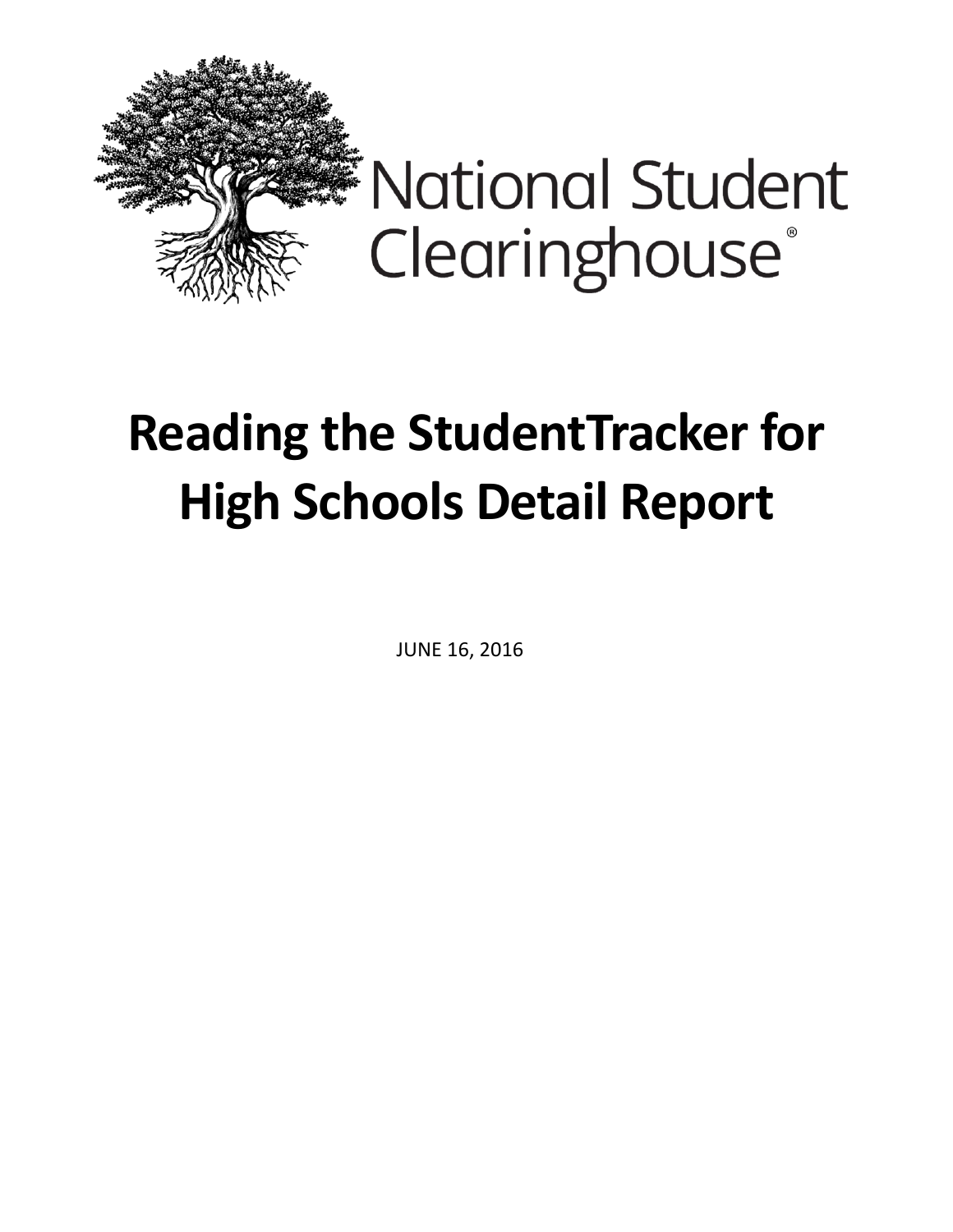National Student Clearinghouse®

# Reading the StudentTracker for High Schools Detail Report

JUNE 16, 2016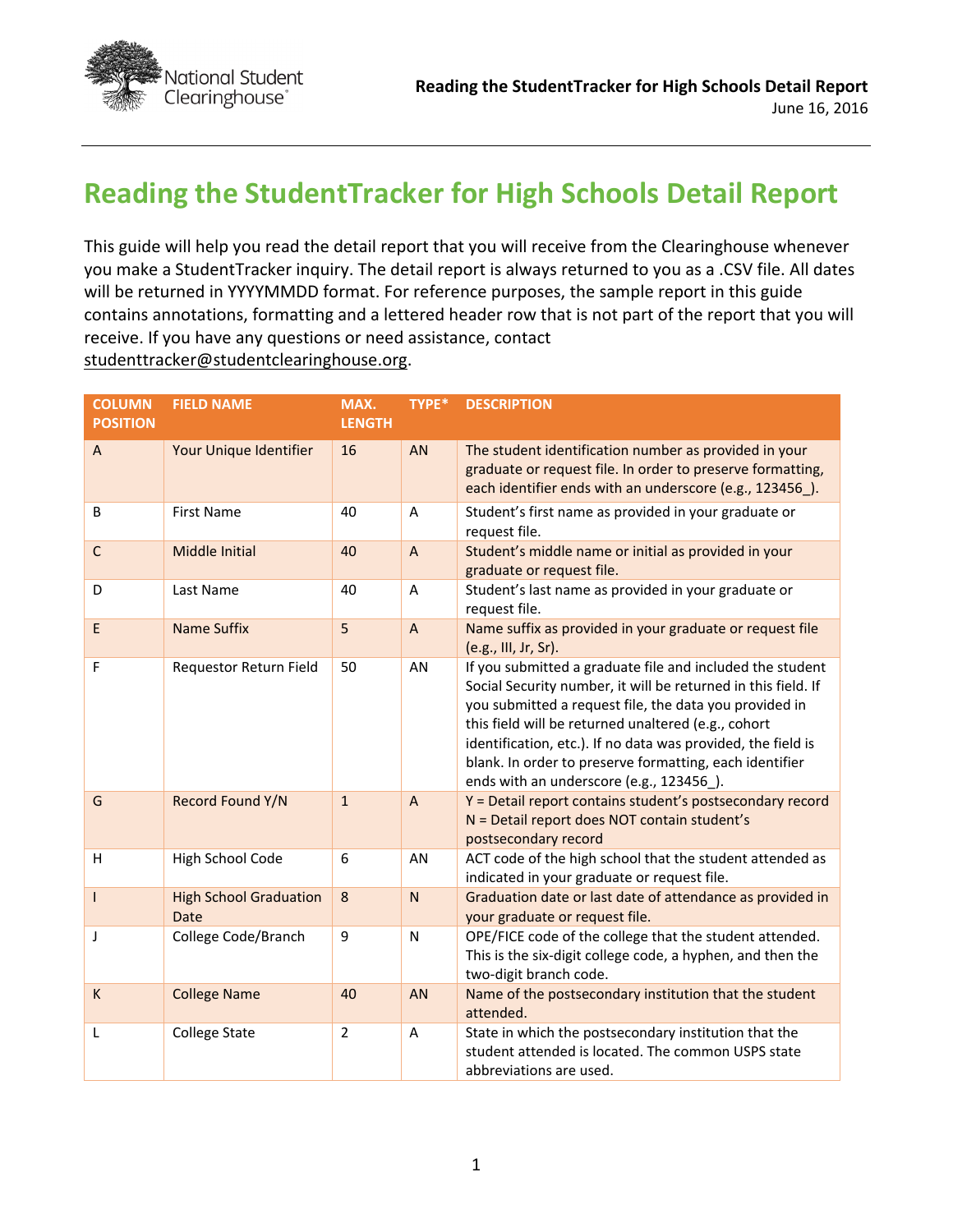# Reading the StudentTracker for High Schools Detail Report

This guide will help you read the detail report that you will receive from the Clearinghouse whenever you make a StudentTracker inquiry. The detail report is always returned to you as a .CSV file. All dates will be returned in YYYYMMDD format. For reference purposes, the sample report in this guide contains annotations, formatting and a lettered header row that is not part of the report that you will receive. If you have any questions or need assistance, contact studenttracker@studentclearinghouse.org.

| COLUMN POSITION | FIELD NAME | MAX. LENGTH | TYPE* | DESCRIPTION |
|---|---|---|---|---|
| A | Your Unique Identifier | 16 | AN | The student identification number as provided in your graduate or request file. In order to preserve formatting, each identifier ends with an underscore (e.g., 123456_). |
| B | First Name | 40 | A | Student's first name as provided in your graduate or request file. |
| C | Middle Initial | 40 | A | Student's middle name or initial as provided in your graduate or request file. |
| D | Last Name | 40 | A | Student's last name as provided in your graduate or request file. |
| E | Name Suffix | 5 | A | Name suffix as provided in your graduate or request file (e.g., III, Jr, Sr). |
| F | Requestor Return Field | 50 | AN | If you submitted a graduate file and included the student Social Security number, it will be returned in this field. If you submitted a request file, the data you provided in this field will be returned unaltered (e.g., cohort identification, etc.). If no data was provided, the field is blank. In order to preserve formatting, each identifier ends with an underscore (e.g., 123456_). |
| G | Record Found Y/N | 1 | A | Y = Detail report contains student's postsecondary record<br>N = Detail report does NOT contain student's postsecondary record |
| H | High School Code | 6 | AN | ACT code of the high school that the student attended as indicated in your graduate or request file. |
| I | High School Graduation Date | 8 | N | Graduation date or last date of attendance as provided in your graduate or request file. |
| J | College Code/Branch | 9 | N | OPE/FICE code of the college that the student attended. This is the six-digit college code, a hyphen, and then the two-digit branch code. |
| K | College Name | 40 | AN | Name of the postsecondary institution that the student attended. |
| L | College State | 2 | A | State in which the postsecondary institution that the student attended is located. The common USPS state abbreviations are used. |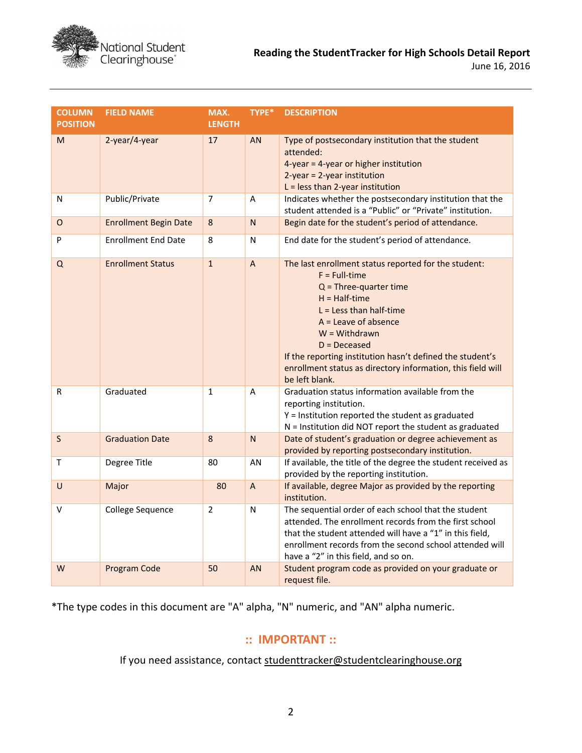| COLUMN POSITION | FIELD NAME | MAX. LENGTH | TYPE* | DESCRIPTION |
|---|---|---|---|---|
| M | 2-year/4-year | 17 | AN | Type of postsecondary institution that the student attended:<br>4-year = 4-year or higher institution<br>2-year = 2-year institution<br>L = less than 2-year institution |
| N | Public/Private | 7 | A | Indicates whether the postsecondary institution that the student attended is a "Public" or "Private" institution. |
| O | Enrollment Begin Date | 8 | N | Begin date for the student's period of attendance. |
| P | Enrollment End Date | 8 | N | End date for the student's period of attendance. |
| Q | Enrollment Status | 1 | A | The last enrollment status reported for the student:<br>F = Full-time<br>Q = Three-quarter time<br>H = Half-time<br>L = Less than half-time<br>A = Leave of absence<br>W = Withdrawn<br>D = Deceased<br>If the reporting institution hasn't defined the student's enrollment status as directory information, this field will be left blank. |
| R | Graduated | 1 | A | Graduation status information available from the reporting institution.<br>Y = Institution reported the student as graduated<br>N = Institution did NOT report the student as graduated |
| S | Graduation Date | 8 | N | Date of student's graduation or degree achievement as provided by reporting postsecondary institution. |
| T | Degree Title | 80 | AN | If available, the title of the degree the student received as provided by the reporting institution. |
| U | Major | 80 | A | If available, degree Major as provided by the reporting institution. |
| V | College Sequence | 2 | N | The sequential order of each school that the student attended. The enrollment records from the first school that the student attended will have a "1" in this field, enrollment records from the second school attended will have a "2" in this field, and so on. |
| W | Program Code | 50 | AN | Student program code as provided on your graduate or request file. |

*The type codes in this document are "A" alpha, "N" numeric, and "AN" alpha numeric.

## :: IMPORTANT ::

If you need assistance, contact studenttracker@studentclearinghouse.org